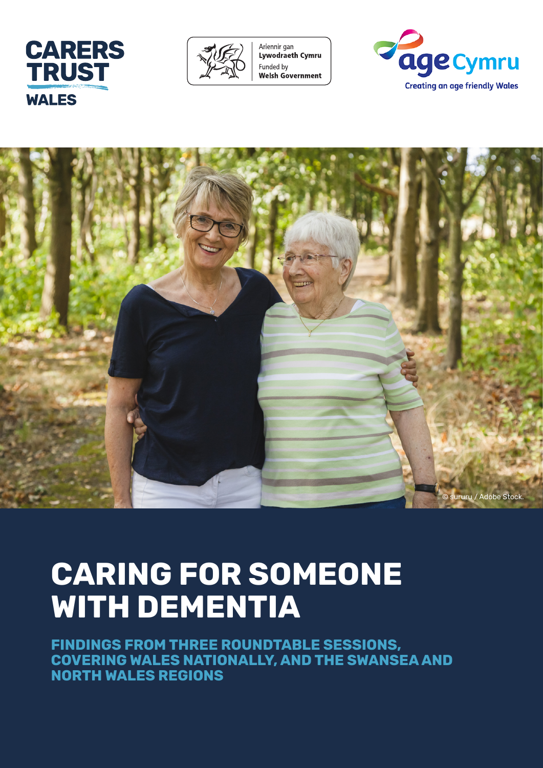CARERS TRUST WALES

Ariennir gan **Lywodraeth Cymru**
Funded by **Welsh Government**

age Cymru
Creating an age friendly Wales

© sururu / Adobe Stock.

# CARING FOR SOMEONE WITH DEMENTIA

## FINDINGS FROM THREE ROUNDTABLE SESSIONS, COVERING WALES NATIONALLY, AND THE SWANSEA AND NORTH WALES REGIONS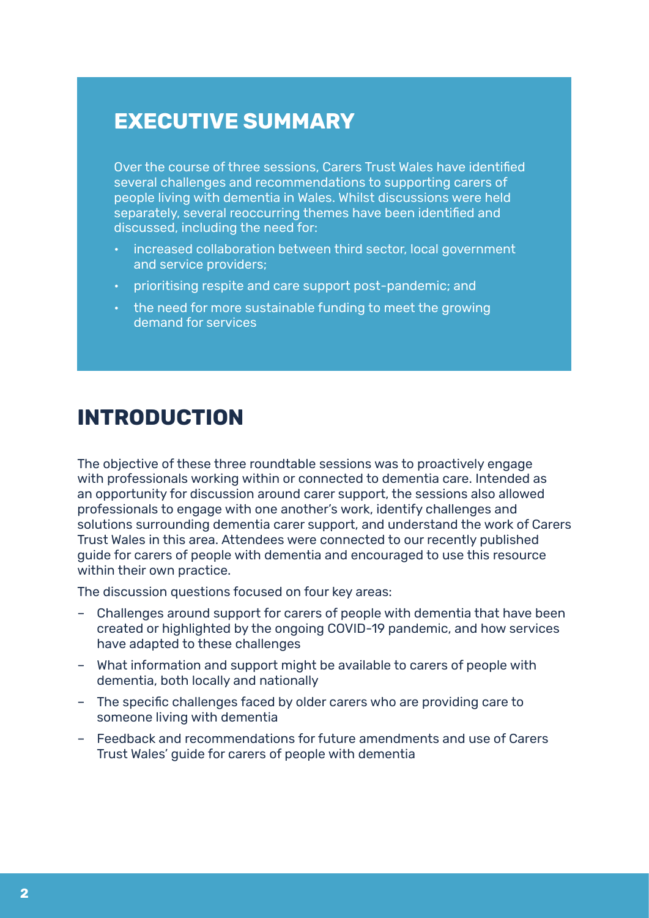## EXECUTIVE SUMMARY

Over the course of three sessions, Carers Trust Wales have identified several challenges and recommendations to supporting carers of people living with dementia in Wales. Whilst discussions were held separately, several reoccurring themes have been identified and discussed, including the need for:

- increased collaboration between third sector, local government and service providers;
- prioritising respite and care support post-pandemic; and
- the need for more sustainable funding to meet the growing demand for services

## INTRODUCTION

The objective of these three roundtable sessions was to proactively engage with professionals working within or connected to dementia care. Intended as an opportunity for discussion around carer support, the sessions also allowed professionals to engage with one another's work, identify challenges and solutions surrounding dementia carer support, and understand the work of Carers Trust Wales in this area. Attendees were connected to our recently published guide for carers of people with dementia and encouraged to use this resource within their own practice.

The discussion questions focused on four key areas:

- Challenges around support for carers of people with dementia that have been created or highlighted by the ongoing COVID-19 pandemic, and how services have adapted to these challenges
- What information and support might be available to carers of people with dementia, both locally and nationally
- The specific challenges faced by older carers who are providing care to someone living with dementia
- Feedback and recommendations for future amendments and use of Carers Trust Wales' guide for carers of people with dementia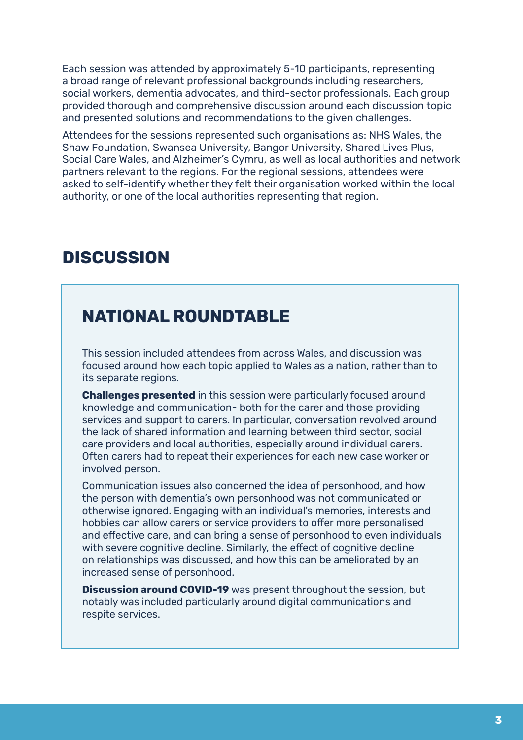Each session was attended by approximately 5-10 participants, representing a broad range of relevant professional backgrounds including researchers, social workers, dementia advocates, and third-sector professionals. Each group provided thorough and comprehensive discussion around each discussion topic and presented solutions and recommendations to the given challenges.

Attendees for the sessions represented such organisations as: NHS Wales, the Shaw Foundation, Swansea University, Bangor University, Shared Lives Plus, Social Care Wales, and Alzheimer's Cymru, as well as local authorities and network partners relevant to the regions. For the regional sessions, attendees were asked to self-identify whether they felt their organisation worked within the local authority, or one of the local authorities representing that region.

# DISCUSSION

## NATIONAL ROUNDTABLE

This session included attendees from across Wales, and discussion was focused around how each topic applied to Wales as a nation, rather than to its separate regions.

**Challenges presented** in this session were particularly focused around knowledge and communication- both for the carer and those providing services and support to carers. In particular, conversation revolved around the lack of shared information and learning between third sector, social care providers and local authorities, especially around individual carers. Often carers had to repeat their experiences for each new case worker or involved person.

Communication issues also concerned the idea of personhood, and how the person with dementia's own personhood was not communicated or otherwise ignored. Engaging with an individual's memories, interests and hobbies can allow carers or service providers to offer more personalised and effective care, and can bring a sense of personhood to even individuals with severe cognitive decline. Similarly, the effect of cognitive decline on relationships was discussed, and how this can be ameliorated by an increased sense of personhood.

**Discussion around COVID-19** was present throughout the session, but notably was included particularly around digital communications and respite services.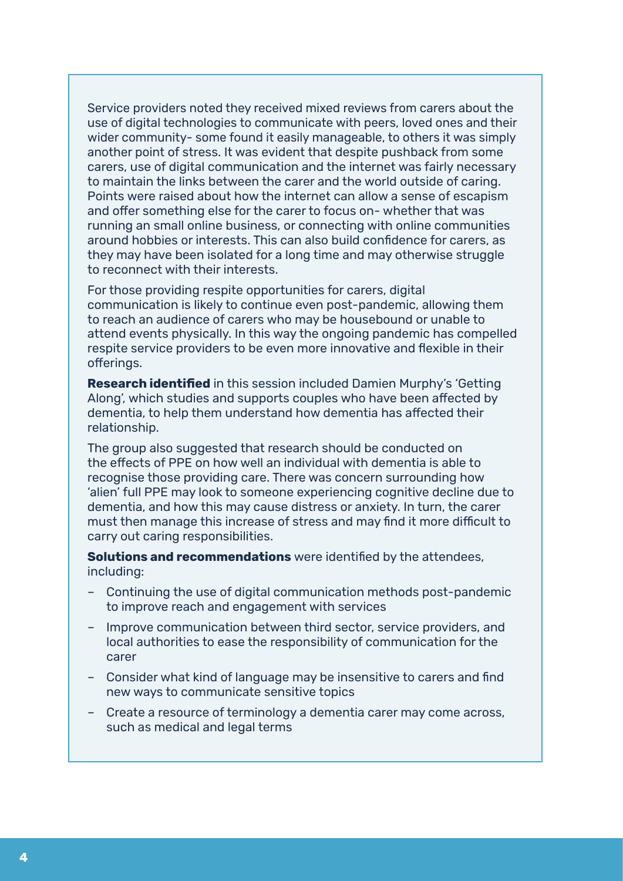Service providers noted they received mixed reviews from carers about the use of digital technologies to communicate with peers, loved ones and their wider community- some found it easily manageable, to others it was simply another point of stress. It was evident that despite pushback from some carers, use of digital communication and the internet was fairly necessary to maintain the links between the carer and the world outside of caring. Points were raised about how the internet can allow a sense of escapism and offer something else for the carer to focus on- whether that was running an small online business, or connecting with online communities around hobbies or interests. This can also build confidence for carers, as they may have been isolated for a long time and may otherwise struggle to reconnect with their interests.

For those providing respite opportunities for carers, digital communication is likely to continue even post-pandemic, allowing them to reach an audience of carers who may be housebound or unable to attend events physically. In this way the ongoing pandemic has compelled respite service providers to be even more innovative and flexible in their offerings.

**Research identified** in this session included Damien Murphy's 'Getting Along', which studies and supports couples who have been affected by dementia, to help them understand how dementia has affected their relationship.

The group also suggested that research should be conducted on the effects of PPE on how well an individual with dementia is able to recognise those providing care. There was concern surrounding how 'alien' full PPE may look to someone experiencing cognitive decline due to dementia, and how this may cause distress or anxiety. In turn, the carer must then manage this increase of stress and may find it more difficult to carry out caring responsibilities.

**Solutions and recommendations** were identified by the attendees, including:

- Continuing the use of digital communication methods post-pandemic to improve reach and engagement with services
- Improve communication between third sector, service providers, and local authorities to ease the responsibility of communication for the carer
- Consider what kind of language may be insensitive to carers and find new ways to communicate sensitive topics
- Create a resource of terminology a dementia carer may come across, such as medical and legal terms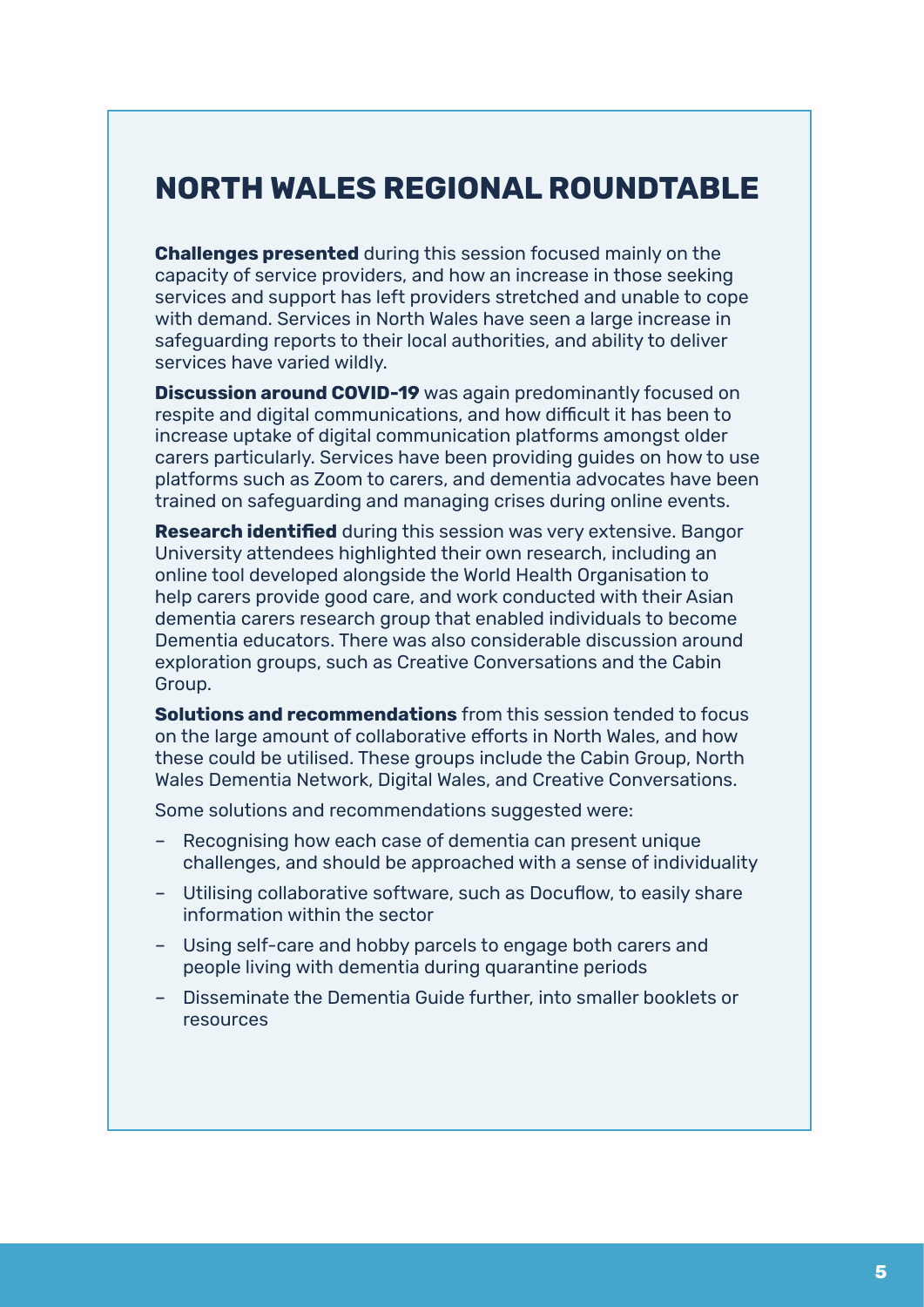# NORTH WALES REGIONAL ROUNDTABLE

**Challenges presented** during this session focused mainly on the capacity of service providers, and how an increase in those seeking services and support has left providers stretched and unable to cope with demand. Services in North Wales have seen a large increase in safeguarding reports to their local authorities, and ability to deliver services have varied wildly.

**Discussion around COVID-19** was again predominantly focused on respite and digital communications, and how difficult it has been to increase uptake of digital communication platforms amongst older carers particularly. Services have been providing guides on how to use platforms such as Zoom to carers, and dementia advocates have been trained on safeguarding and managing crises during online events.

**Research identified** during this session was very extensive. Bangor University attendees highlighted their own research, including an online tool developed alongside the World Health Organisation to help carers provide good care, and work conducted with their Asian dementia carers research group that enabled individuals to become Dementia educators. There was also considerable discussion around exploration groups, such as Creative Conversations and the Cabin Group.

**Solutions and recommendations** from this session tended to focus on the large amount of collaborative efforts in North Wales, and how these could be utilised. These groups include the Cabin Group, North Wales Dementia Network, Digital Wales, and Creative Conversations.

Some solutions and recommendations suggested were:

- Recognising how each case of dementia can present unique challenges, and should be approached with a sense of individuality
- Utilising collaborative software, such as Docuflow, to easily share information within the sector
- Using self-care and hobby parcels to engage both carers and people living with dementia during quarantine periods
- Disseminate the Dementia Guide further, into smaller booklets or resources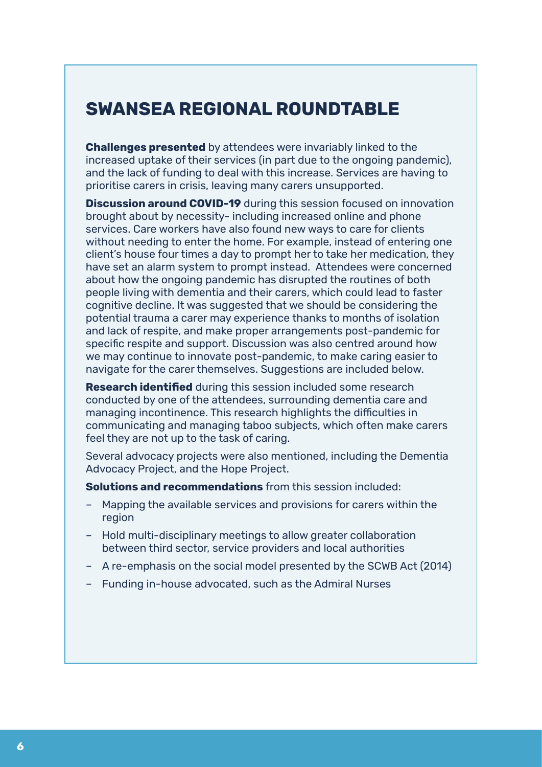## SWANSEA REGIONAL ROUNDTABLE

**Challenges presented** by attendees were invariably linked to the increased uptake of their services (in part due to the ongoing pandemic), and the lack of funding to deal with this increase. Services are having to prioritise carers in crisis, leaving many carers unsupported.

**Discussion around COVID-19** during this session focused on innovation brought about by necessity- including increased online and phone services. Care workers have also found new ways to care for clients without needing to enter the home. For example, instead of entering one client's house four times a day to prompt her to take her medication, they have set an alarm system to prompt instead. Attendees were concerned about how the ongoing pandemic has disrupted the routines of both people living with dementia and their carers, which could lead to faster cognitive decline. It was suggested that we should be considering the potential trauma a carer may experience thanks to months of isolation and lack of respite, and make proper arrangements post-pandemic for specific respite and support. Discussion was also centred around how we may continue to innovate post-pandemic, to make caring easier to navigate for the carer themselves. Suggestions are included below.

**Research identified** during this session included some research conducted by one of the attendees, surrounding dementia care and managing incontinence. This research highlights the difficulties in communicating and managing taboo subjects, which often make carers feel they are not up to the task of caring.

Several advocacy projects were also mentioned, including the Dementia Advocacy Project, and the Hope Project.

**Solutions and recommendations** from this session included:

- Mapping the available services and provisions for carers within the region
- Hold multi-disciplinary meetings to allow greater collaboration between third sector, service providers and local authorities
- A re-emphasis on the social model presented by the SCWB Act (2014)
- Funding in-house advocated, such as the Admiral Nurses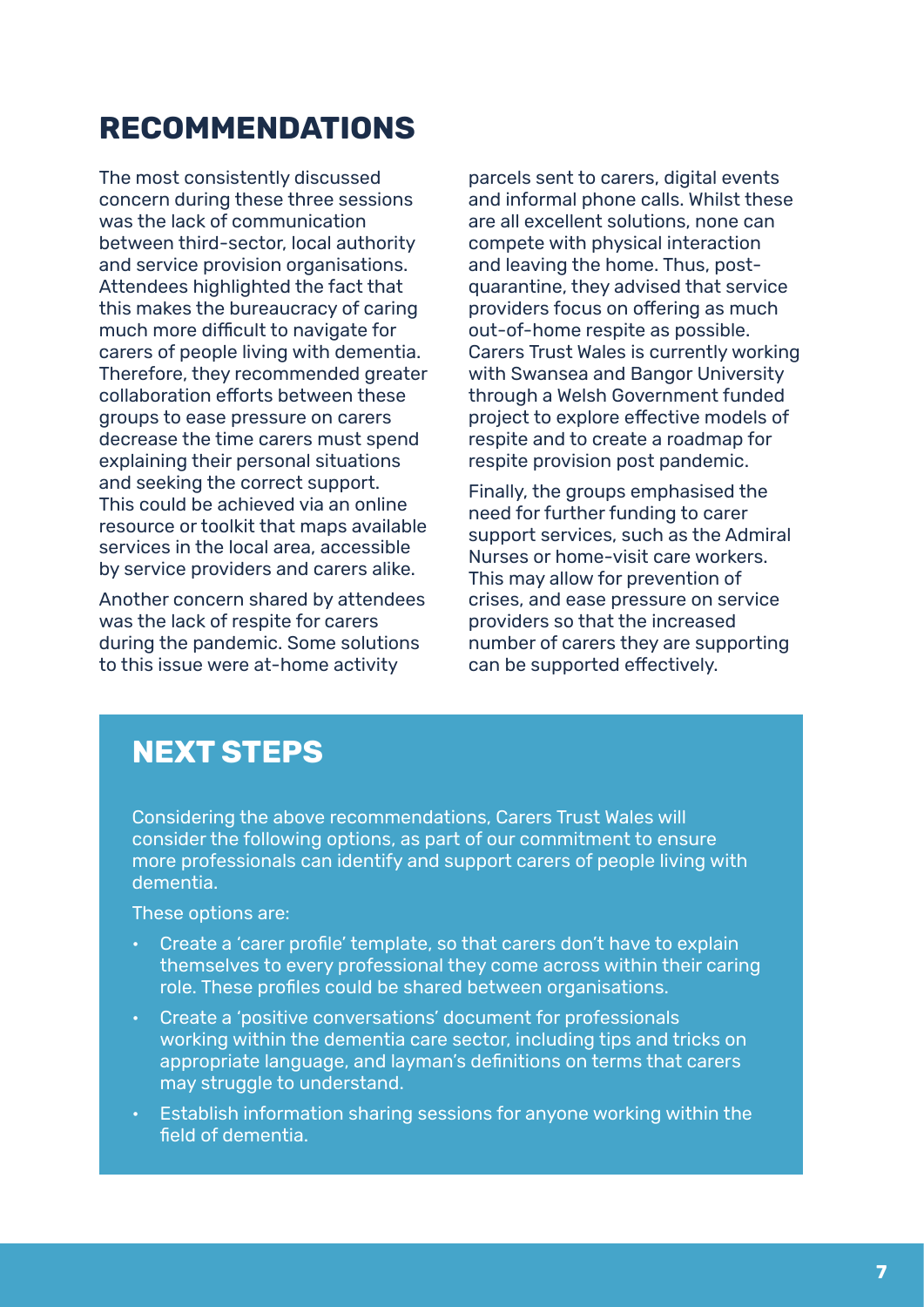## RECOMMENDATIONS

The most consistently discussed concern during these three sessions was the lack of communication between third-sector, local authority and service provision organisations. Attendees highlighted the fact that this makes the bureaucracy of caring much more difficult to navigate for carers of people living with dementia. Therefore, they recommended greater collaboration efforts between these groups to ease pressure on carers decrease the time carers must spend explaining their personal situations and seeking the correct support. This could be achieved via an online resource or toolkit that maps available services in the local area, accessible by service providers and carers alike.

Another concern shared by attendees was the lack of respite for carers during the pandemic. Some solutions to this issue were at-home activity parcels sent to carers, digital events and informal phone calls. Whilst these are all excellent solutions, none can compete with physical interaction and leaving the home. Thus, post-quarantine, they advised that service providers focus on offering as much out-of-home respite as possible. Carers Trust Wales is currently working with Swansea and Bangor University through a Welsh Government funded project to explore effective models of respite and to create a roadmap for respite provision post pandemic.

Finally, the groups emphasised the need for further funding to carer support services, such as the Admiral Nurses or home-visit care workers. This may allow for prevention of crises, and ease pressure on service providers so that the increased number of carers they are supporting can be supported effectively.

## NEXT STEPS

Considering the above recommendations, Carers Trust Wales will consider the following options, as part of our commitment to ensure more professionals can identify and support carers of people living with dementia.

These options are:

- Create a 'carer profile' template, so that carers don't have to explain themselves to every professional they come across within their caring role. These profiles could be shared between organisations.
- Create a 'positive conversations' document for professionals working within the dementia care sector, including tips and tricks on appropriate language, and layman's definitions on terms that carers may struggle to understand.
- Establish information sharing sessions for anyone working within the field of dementia.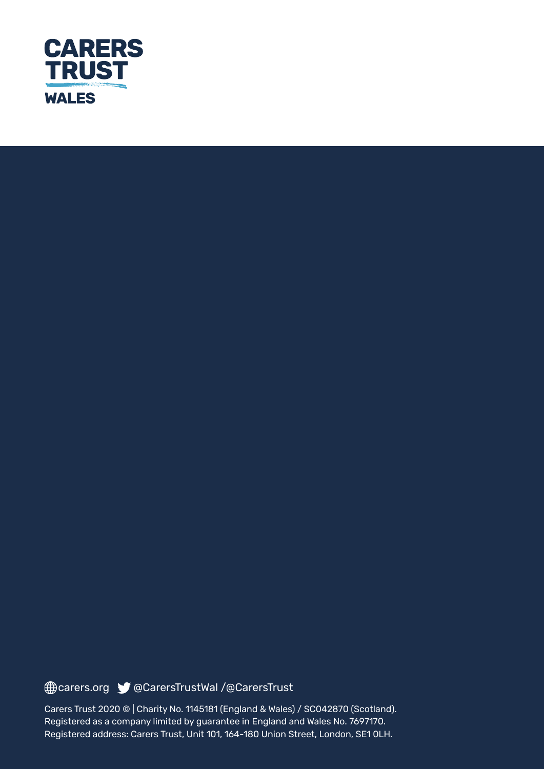**CARERS TRUST**
**WALES**

carers.org @CarersTrustWal /@CarersTrust

Carers Trust 2020 © | Charity No. 1145181 (England & Wales) / SC042870 (Scotland).
Registered as a company limited by guarantee in England and Wales No. 7697170.
Registered address: Carers Trust, Unit 101, 164-180 Union Street, London, SE1 0LH.